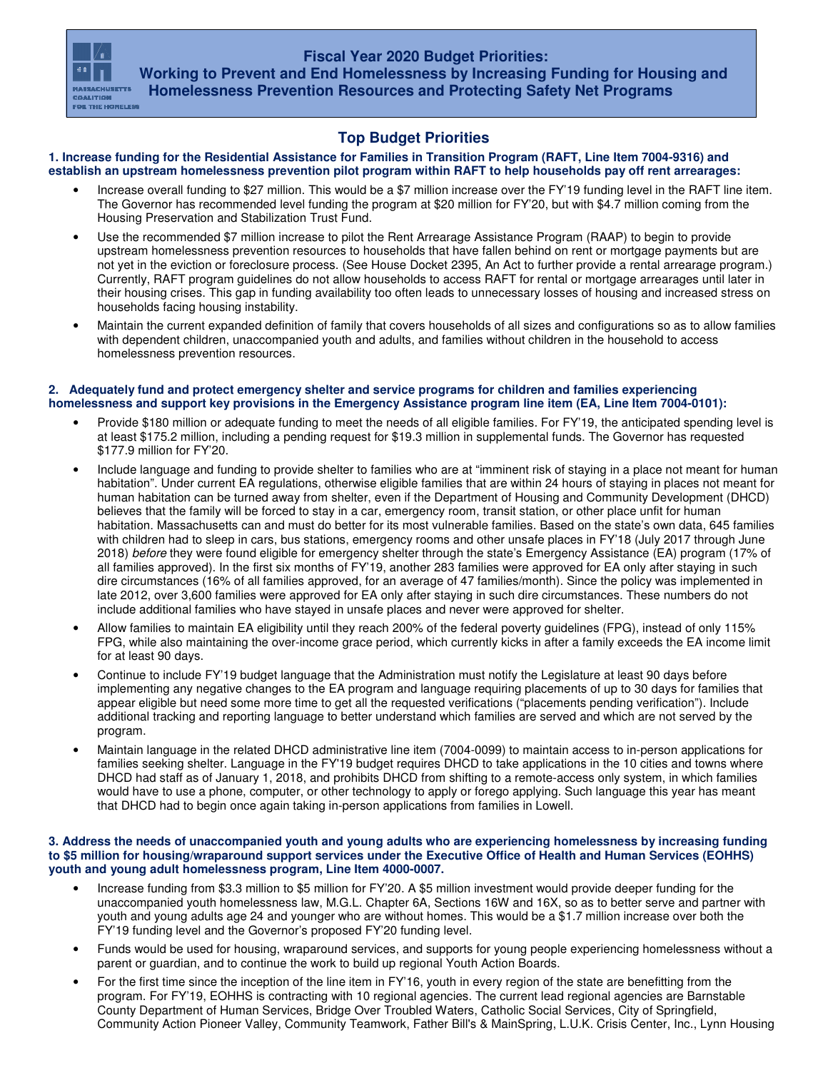MASSACHUSETTS COALITION FOR THE HOMELESS

# Fiscal Year 2020 Budget Priorities: Working to Prevent and End Homelessness by Increasing Funding for Housing and Homelessness Prevention Resources and Protecting Safety Net Programs

## Top Budget Priorities

**1. Increase funding for the Residential Assistance for Families in Transition Program (RAFT, Line Item 7004-9316) and establish an upstream homelessness prevention pilot program within RAFT to help households pay off rent arrearages:**

- Increase overall funding to $27 million. This would be a $7 million increase over the FY'19 funding level in the RAFT line item. The Governor has recommended level funding the program at $20 million for FY'20, but with $4.7 million coming from the Housing Preservation and Stabilization Trust Fund.
- Use the recommended $7 million increase to pilot the Rent Arrearage Assistance Program (RAAP) to begin to provide upstream homelessness prevention resources to households that have fallen behind on rent or mortgage payments but are not yet in the eviction or foreclosure process. (See House Docket 2395, An Act to further provide a rental arrearage program.) Currently, RAFT program guidelines do not allow households to access RAFT for rental or mortgage arrearages until later in their housing crises. This gap in funding availability too often leads to unnecessary losses of housing and increased stress on households facing housing instability.
- Maintain the current expanded definition of family that covers households of all sizes and configurations so as to allow families with dependent children, unaccompanied youth and adults, and families without children in the household to access homelessness prevention resources.

**2. Adequately fund and protect emergency shelter and service programs for children and families experiencing homelessness and support key provisions in the Emergency Assistance program line item (EA, Line Item 7004-0101):**

- Provide $180 million or adequate funding to meet the needs of all eligible families. For FY'19, the anticipated spending level is at least $175.2 million, including a pending request for $19.3 million in supplemental funds. The Governor has requested $177.9 million for FY'20.
- Include language and funding to provide shelter to families who are at "imminent risk of staying in a place not meant for human habitation". Under current EA regulations, otherwise eligible families that are within 24 hours of staying in places not meant for human habitation can be turned away from shelter, even if the Department of Housing and Community Development (DHCD) believes that the family will be forced to stay in a car, emergency room, transit station, or other place unfit for human habitation. Massachusetts can and must do better for its most vulnerable families. Based on the state's own data, 645 families with children had to sleep in cars, bus stations, emergency rooms and other unsafe places in FY'18 (July 2017 through June 2018) *before* they were found eligible for emergency shelter through the state's Emergency Assistance (EA) program (17% of all families approved). In the first six months of FY'19, another 283 families were approved for EA only after staying in such dire circumstances (16% of all families approved, for an average of 47 families/month). Since the policy was implemented in late 2012, over 3,600 families were approved for EA only after staying in such dire circumstances. These numbers do not include additional families who have stayed in unsafe places and never were approved for shelter.
- Allow families to maintain EA eligibility until they reach 200% of the federal poverty guidelines (FPG), instead of only 115% FPG, while also maintaining the over-income grace period, which currently kicks in after a family exceeds the EA income limit for at least 90 days.
- Continue to include FY'19 budget language that the Administration must notify the Legislature at least 90 days before implementing any negative changes to the EA program and language requiring placements of up to 30 days for families that appear eligible but need some more time to get all the requested verifications ("placements pending verification"). Include additional tracking and reporting language to better understand which families are served and which are not served by the program.
- Maintain language in the related DHCD administrative line item (7004-0099) to maintain access to in-person applications for families seeking shelter. Language in the FY'19 budget requires DHCD to take applications in the 10 cities and towns where DHCD had staff as of January 1, 2018, and prohibits DHCD from shifting to a remote-access only system, in which families would have to use a phone, computer, or other technology to apply or forego applying. Such language this year has meant that DHCD had to begin once again taking in-person applications from families in Lowell.

**3. Address the needs of unaccompanied youth and young adults who are experiencing homelessness by increasing funding to $5 million for housing/wraparound support services under the Executive Office of Health and Human Services (EOHHS) youth and young adult homelessness program, Line Item 4000-0007.**

- Increase funding from $3.3 million to $5 million for FY'20. A $5 million investment would provide deeper funding for the unaccompanied youth homelessness law, M.G.L. Chapter 6A, Sections 16W and 16X, so as to better serve and partner with youth and young adults age 24 and younger who are without homes. This would be a $1.7 million increase over both the FY'19 funding level and the Governor's proposed FY'20 funding level.
- Funds would be used for housing, wraparound services, and supports for young people experiencing homelessness without a parent or guardian, and to continue the work to build up regional Youth Action Boards.
- For the first time since the inception of the line item in FY'16, youth in every region of the state are benefitting from the program. For FY'19, EOHHS is contracting with 10 regional agencies. The current lead regional agencies are Barnstable County Department of Human Services, Bridge Over Troubled Waters, Catholic Social Services, City of Springfield, Community Action Pioneer Valley, Community Teamwork, Father Bill's & MainSpring, L.U.K. Crisis Center, Inc., Lynn Housing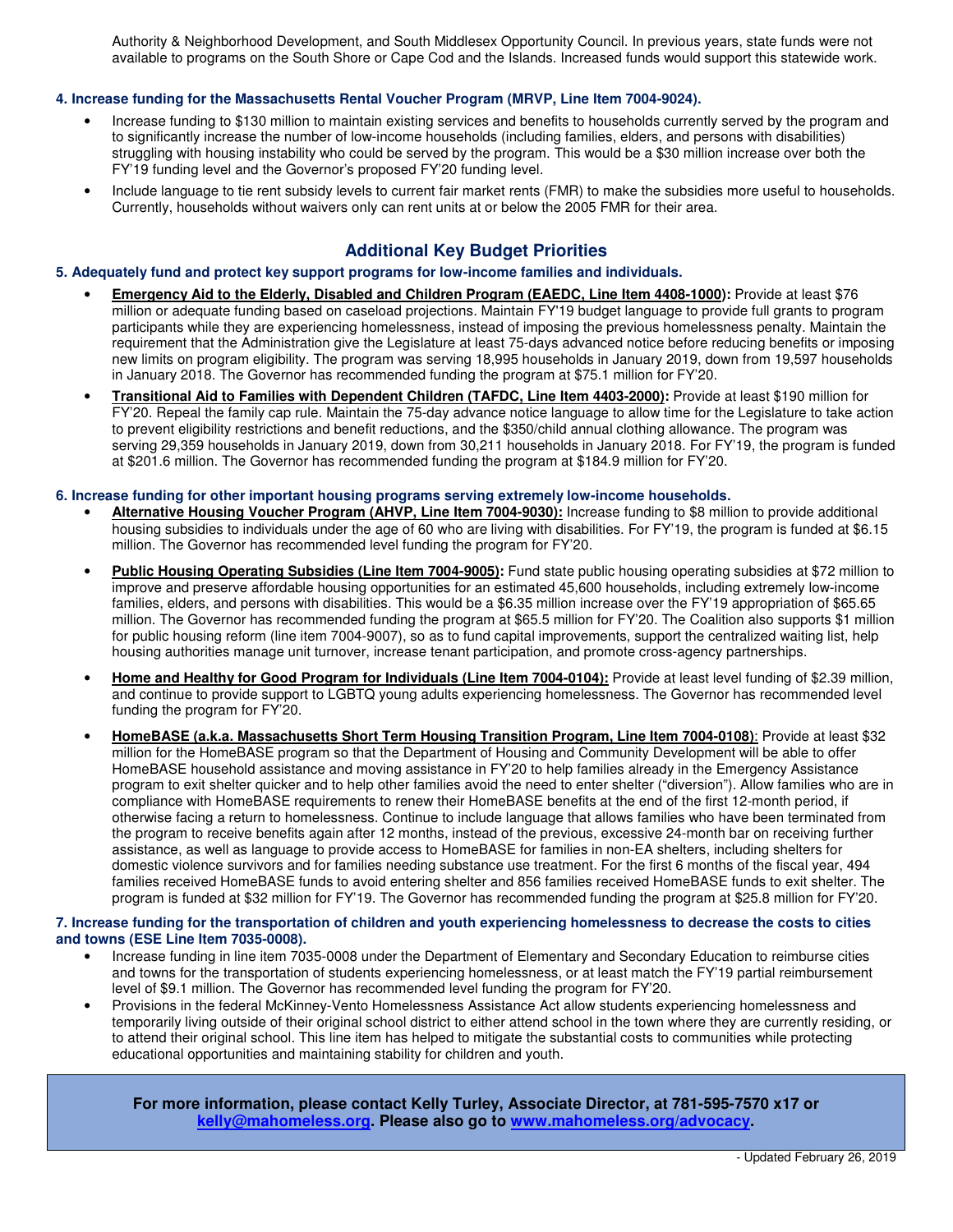Authority & Neighborhood Development, and South Middlesex Opportunity Council. In previous years, state funds were not available to programs on the South Shore or Cape Cod and the Islands. Increased funds would support this statewide work.

**4. Increase funding for the Massachusetts Rental Voucher Program (MRVP, Line Item 7004-9024).**

- Increase funding to $130 million to maintain existing services and benefits to households currently served by the program and to significantly increase the number of low-income households (including families, elders, and persons with disabilities) struggling with housing instability who could be served by the program. This would be a $30 million increase over both the FY'19 funding level and the Governor's proposed FY'20 funding level.
- Include language to tie rent subsidy levels to current fair market rents (FMR) to make the subsidies more useful to households. Currently, households without waivers only can rent units at or below the 2005 FMR for their area.

## Additional Key Budget Priorities

**5. Adequately fund and protect key support programs for low-income families and individuals.**

- **Emergency Aid to the Elderly, Disabled and Children Program (EAEDC, Line Item 4408-1000):** Provide at least $76 million or adequate funding based on caseload projections. Maintain FY'19 budget language to provide full grants to program participants while they are experiencing homelessness, instead of imposing the previous homelessness penalty. Maintain the requirement that the Administration give the Legislature at least 75-days advanced notice before reducing benefits or imposing new limits on program eligibility. The program was serving 18,995 households in January 2019, down from 19,597 households in January 2018. The Governor has recommended funding the program at $75.1 million for FY'20.
- **Transitional Aid to Families with Dependent Children (TAFDC, Line Item 4403-2000):** Provide at least $190 million for FY'20. Repeal the family cap rule. Maintain the 75-day advance notice language to allow time for the Legislature to take action to prevent eligibility restrictions and benefit reductions, and the $350/child annual clothing allowance. The program was serving 29,359 households in January 2019, down from 30,211 households in January 2018. For FY'19, the program is funded at $201.6 million. The Governor has recommended funding the program at $184.9 million for FY'20.

**6. Increase funding for other important housing programs serving extremely low-income households.**

- **Alternative Housing Voucher Program (AHVP, Line Item 7004-9030):** Increase funding to $8 million to provide additional housing subsidies to individuals under the age of 60 who are living with disabilities. For FY'19, the program is funded at $6.15 million. The Governor has recommended level funding the program for FY'20.
- **Public Housing Operating Subsidies (Line Item 7004-9005):** Fund state public housing operating subsidies at $72 million to improve and preserve affordable housing opportunities for an estimated 45,600 households, including extremely low-income families, elders, and persons with disabilities. This would be a $6.35 million increase over the FY'19 appropriation of $65.65 million. The Governor has recommended funding the program at $65.5 million for FY'20. The Coalition also supports $1 million for public housing reform (line item 7004-9007), so as to fund capital improvements, support the centralized waiting list, help housing authorities manage unit turnover, increase tenant participation, and promote cross-agency partnerships.
- **Home and Healthy for Good Program for Individuals (Line Item 7004-0104):** Provide at least level funding of $2.39 million, and continue to provide support to LGBTQ young adults experiencing homelessness. The Governor has recommended level funding the program for FY'20.
- **HomeBASE (a.k.a. Massachusetts Short Term Housing Transition Program, Line Item 7004-0108)**: Provide at least $32 million for the HomeBASE program so that the Department of Housing and Community Development will be able to offer HomeBASE household assistance and moving assistance in FY'20 to help families already in the Emergency Assistance program to exit shelter quicker and to help other families avoid the need to enter shelter ("diversion"). Allow families who are in compliance with HomeBASE requirements to renew their HomeBASE benefits at the end of the first 12-month period, if otherwise facing a return to homelessness. Continue to include language that allows families who have been terminated from the program to receive benefits again after 12 months, instead of the previous, excessive 24-month bar on receiving further assistance, as well as language to provide access to HomeBASE for families in non-EA shelters, including shelters for domestic violence survivors and for families needing substance use treatment. For the first 6 months of the fiscal year, 494 families received HomeBASE funds to avoid entering shelter and 856 families received HomeBASE funds to exit shelter. The program is funded at $32 million for FY'19. The Governor has recommended funding the program at $25.8 million for FY'20.

**7. Increase funding for the transportation of children and youth experiencing homelessness to decrease the costs to cities and towns (ESE Line Item 7035-0008).**

- Increase funding in line item 7035-0008 under the Department of Elementary and Secondary Education to reimburse cities and towns for the transportation of students experiencing homelessness, or at least match the FY'19 partial reimbursement level of $9.1 million. The Governor has recommended level funding the program for FY'20.
- Provisions in the federal McKinney-Vento Homelessness Assistance Act allow students experiencing homelessness and temporarily living outside of their original school district to either attend school in the town where they are currently residing, or to attend their original school. This line item has helped to mitigate the substantial costs to communities while protecting educational opportunities and maintaining stability for children and youth.

**For more information, please contact Kelly Turley, Associate Director, at 781-595-7570 x17 or kelly@mahomeless.org. Please also go to www.mahomeless.org/advocacy.**

\- Updated February 26, 2019